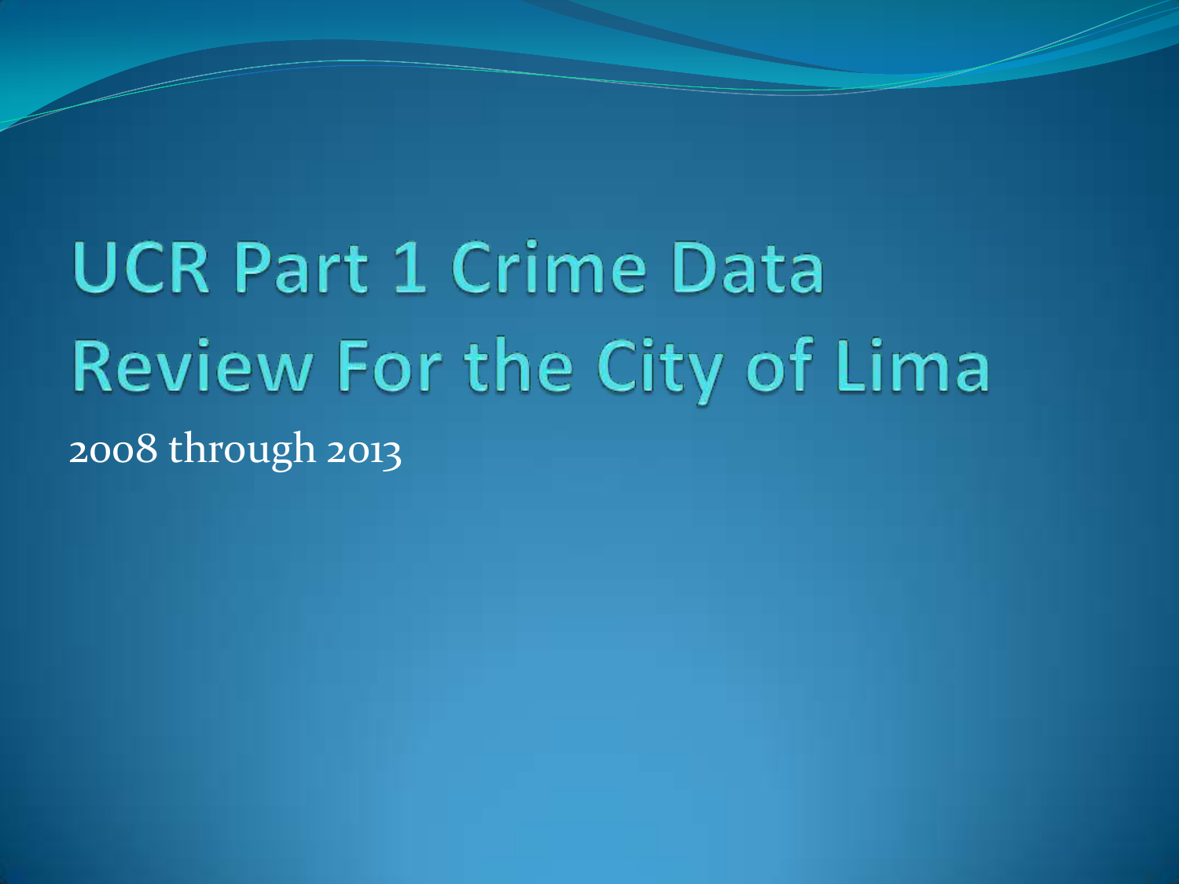# UCR Part 1 Crime Data Review For the City of Lima

2008 through 2013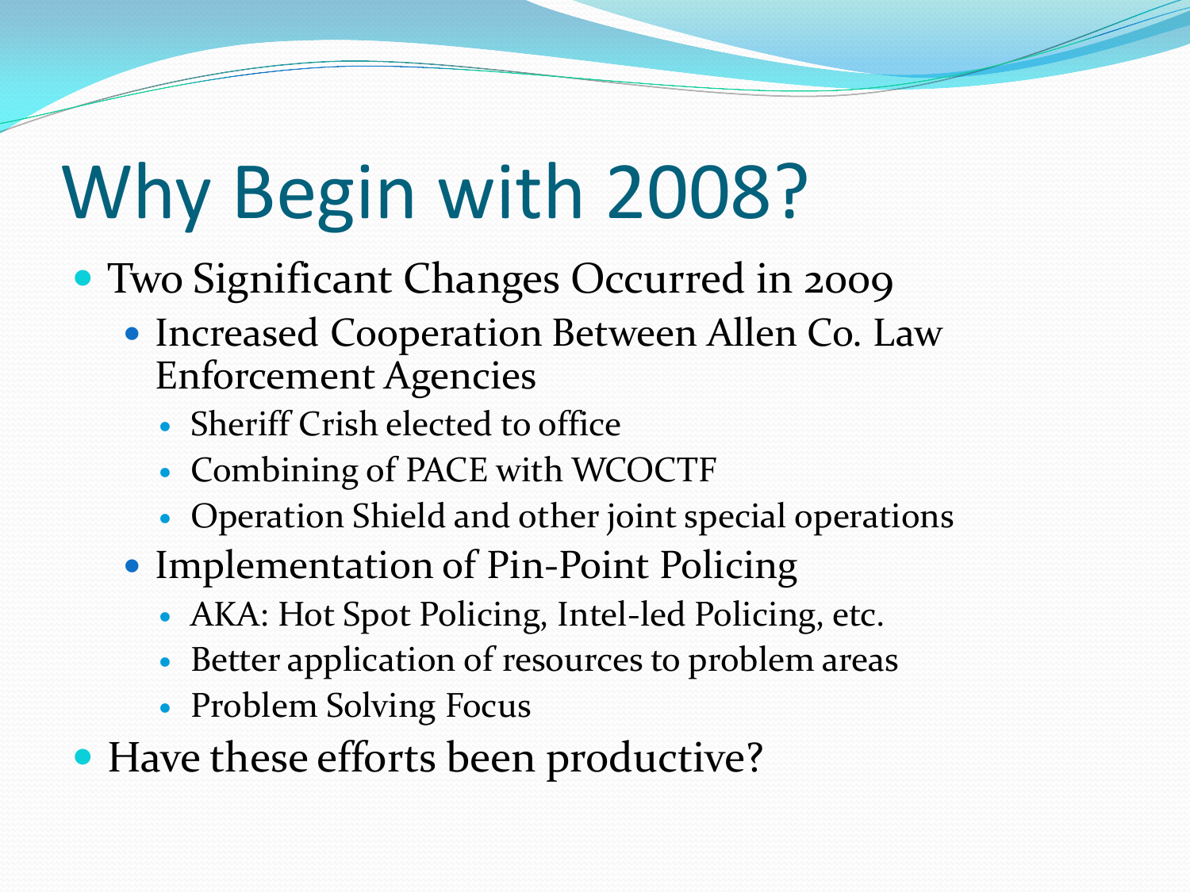# Why Begin with 2008?

- Two Significant Changes Occurred in 2009
  - Increased Cooperation Between Allen Co. Law Enforcement Agencies
    - Sheriff Crish elected to office
    - Combining of PACE with WCOCTF
    - Operation Shield and other joint special operations
  - Implementation of Pin-Point Policing
    - AKA: Hot Spot Policing, Intel-led Policing, etc.
    - Better application of resources to problem areas
    - Problem Solving Focus
- Have these efforts been productive?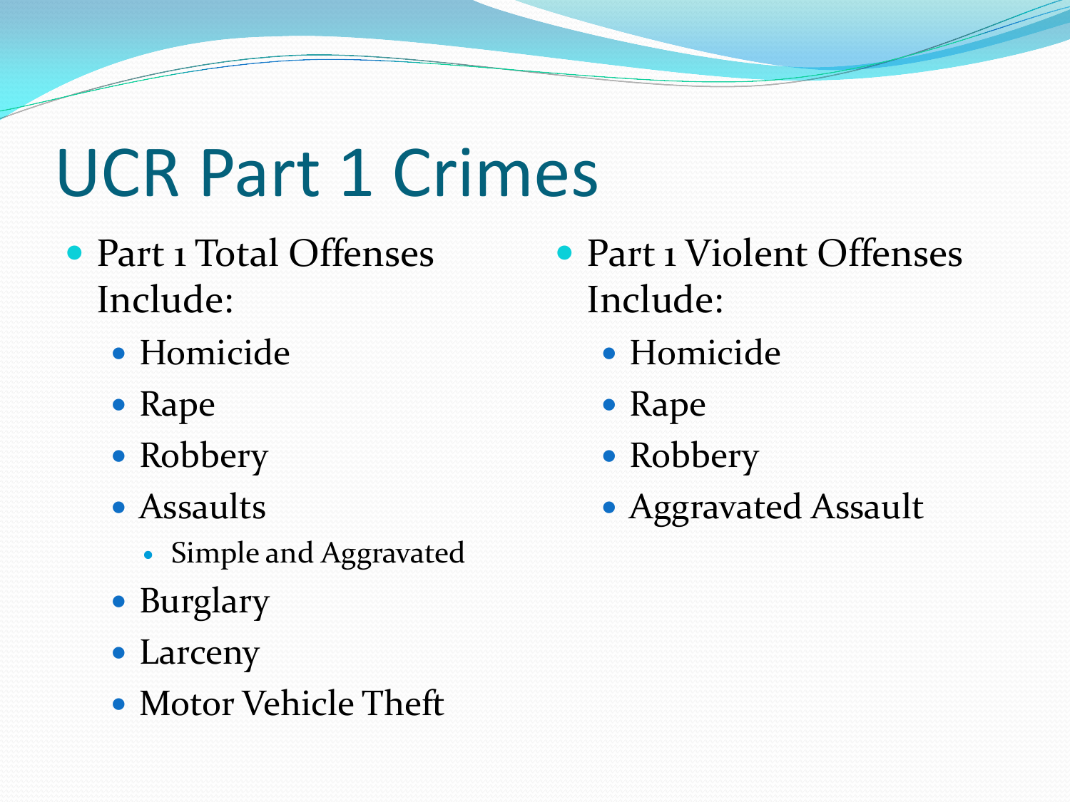# UCR Part 1 Crimes

- Part 1 Total Offenses Include:
  - Homicide
  - Rape
  - Robbery
  - Assaults
    - Simple and Aggravated
  - Burglary
  - Larceny
  - Motor Vehicle Theft

- Part 1 Violent Offenses Include:
  - Homicide
  - Rape
  - Robbery
  - Aggravated Assault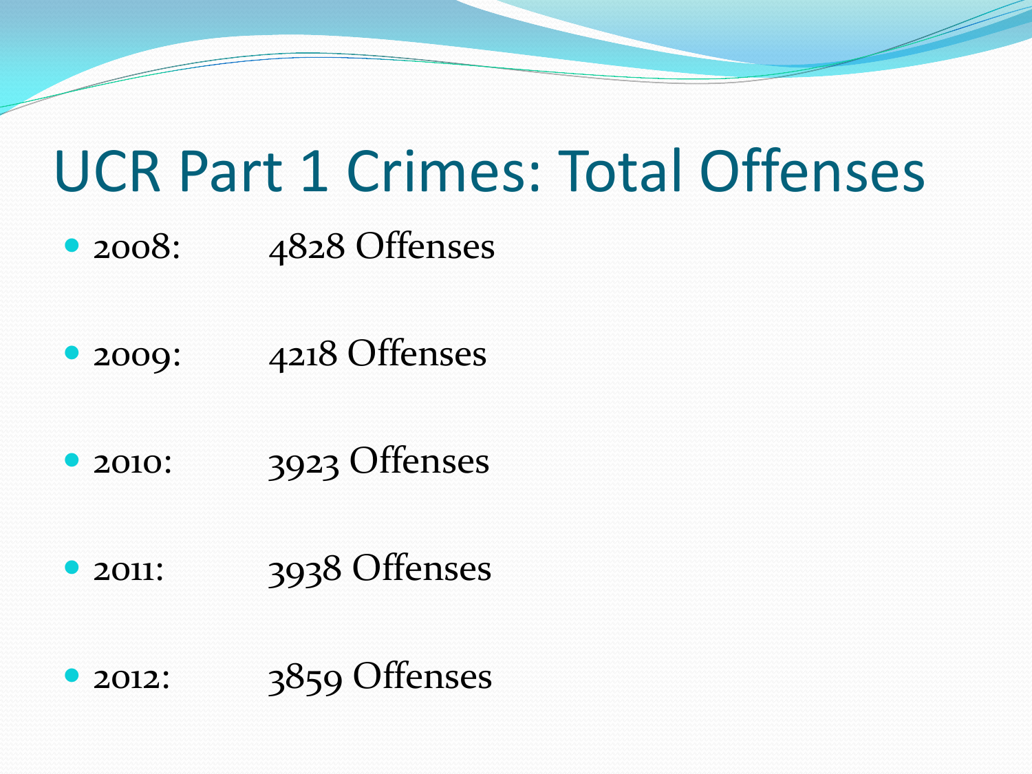# UCR Part 1 Crimes: Total Offenses

- 2008: 4828 Offenses
- 2009: 4218 Offenses
- 2010: 3923 Offenses
- 2011: 3938 Offenses
- 2012: 3859 Offenses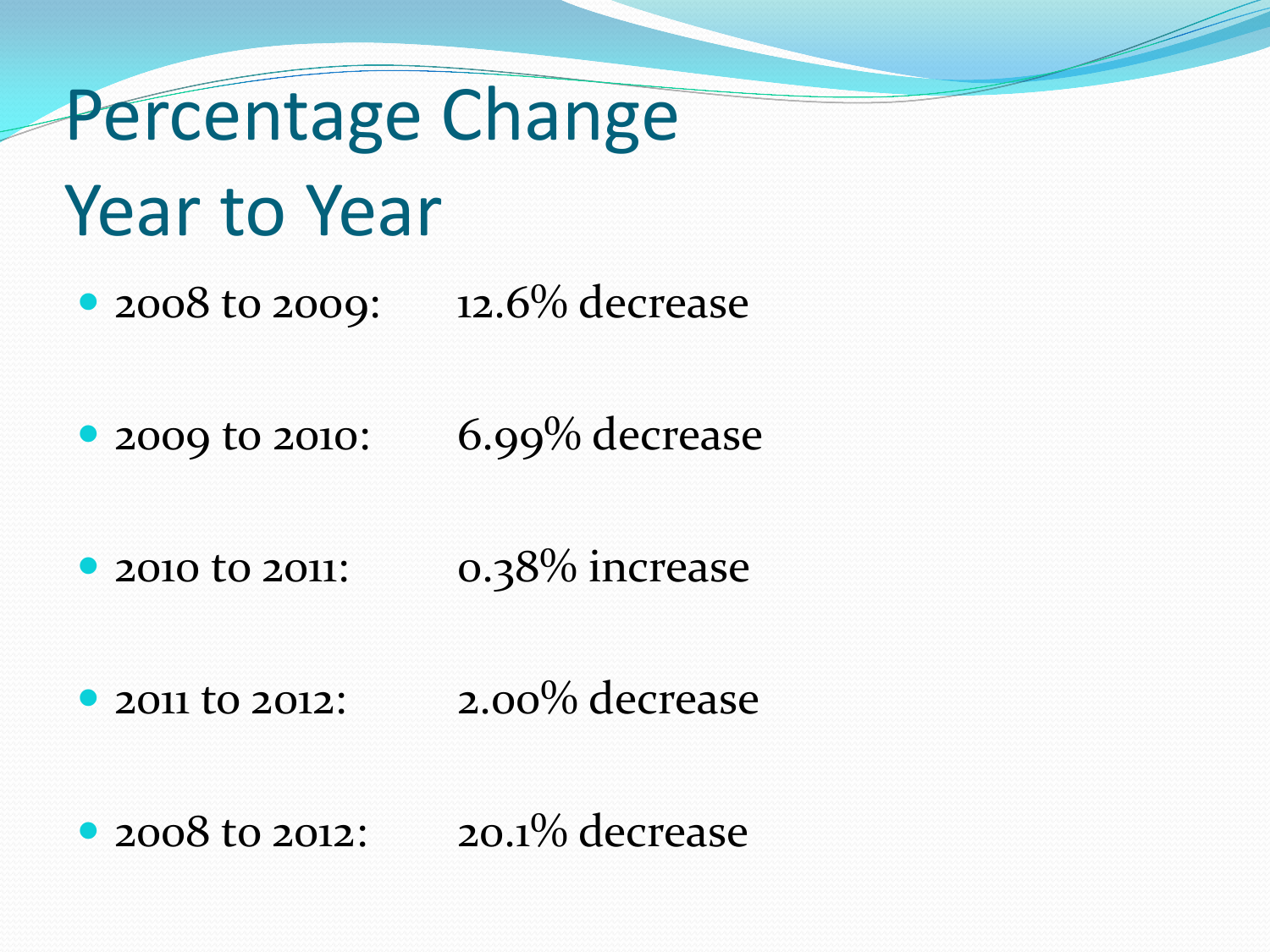# Percentage Change Year to Year

- 2008 to 2009: 12.6% decrease
- 2009 to 2010: 6.99% decrease
- 2010 to 2011: 0.38% increase
- 2011 to 2012: 2.00% decrease
- 2008 to 2012: 20.1% decrease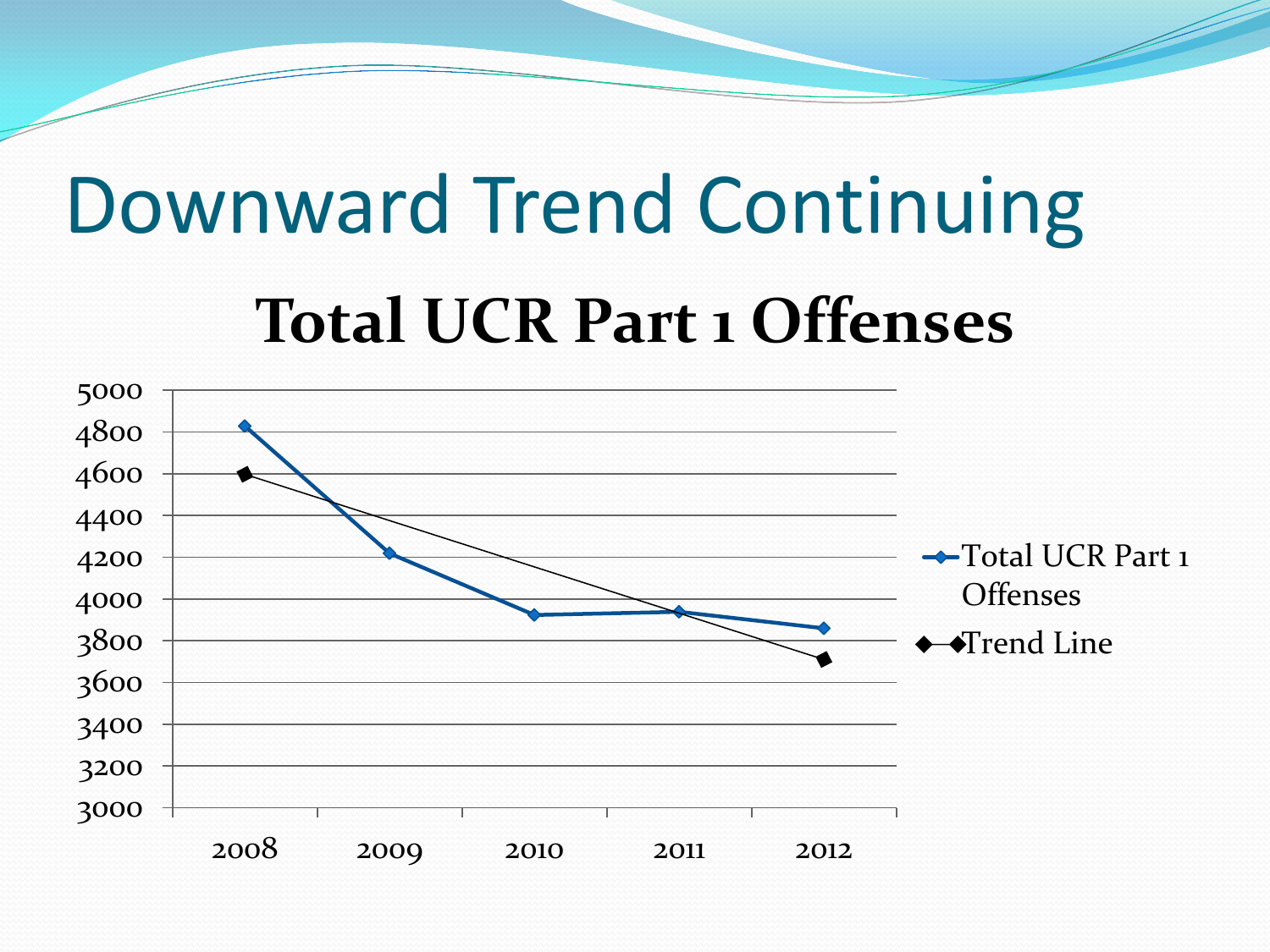# Downward Trend Continuing

## Total UCR Part 1 Offenses

| Year | Total UCR Part 1 Offenses | Trend Line |
|---|---|---|
| 2008 | ~4830 | ~4600 |
| 2009 | ~4220 | |
| 2010 | ~3925 | |
| 2011 | ~3940 | |
| 2012 | ~3860 | ~3710 |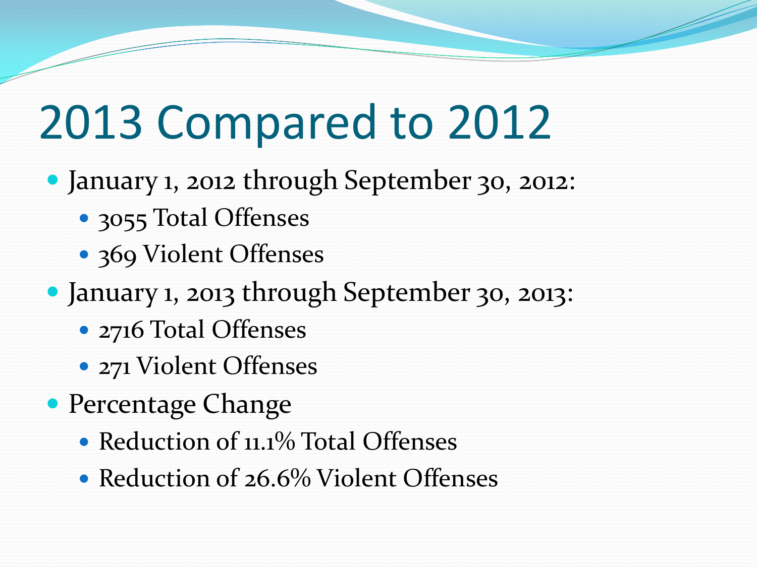# 2013 Compared to 2012

- January 1, 2012 through September 30, 2012:
  - 3055 Total Offenses
  - 369 Violent Offenses
- January 1, 2013 through September 30, 2013:
  - 2716 Total Offenses
  - 271 Violent Offenses
- Percentage Change
  - Reduction of 11.1% Total Offenses
  - Reduction of 26.6% Violent Offenses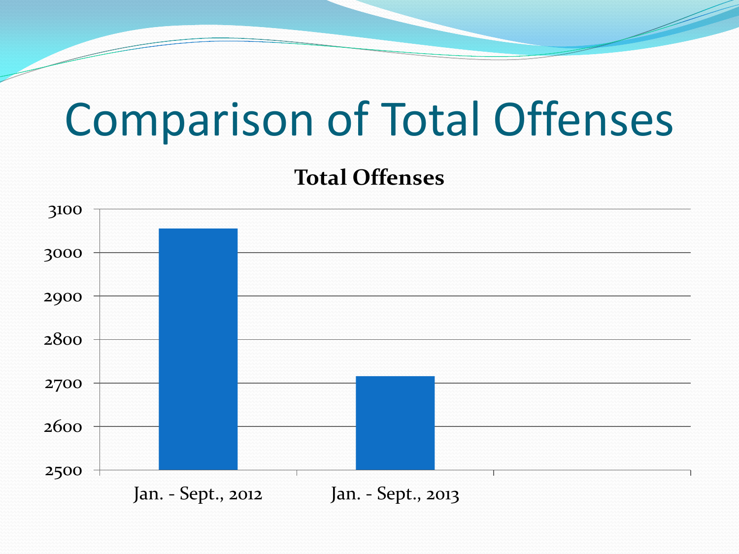# Comparison of Total Offenses

**Total Offenses**

| | Total Offenses |
|---|---|
| Jan. - Sept., 2012 | ~3055 |
| Jan. - Sept., 2013 | ~2715 |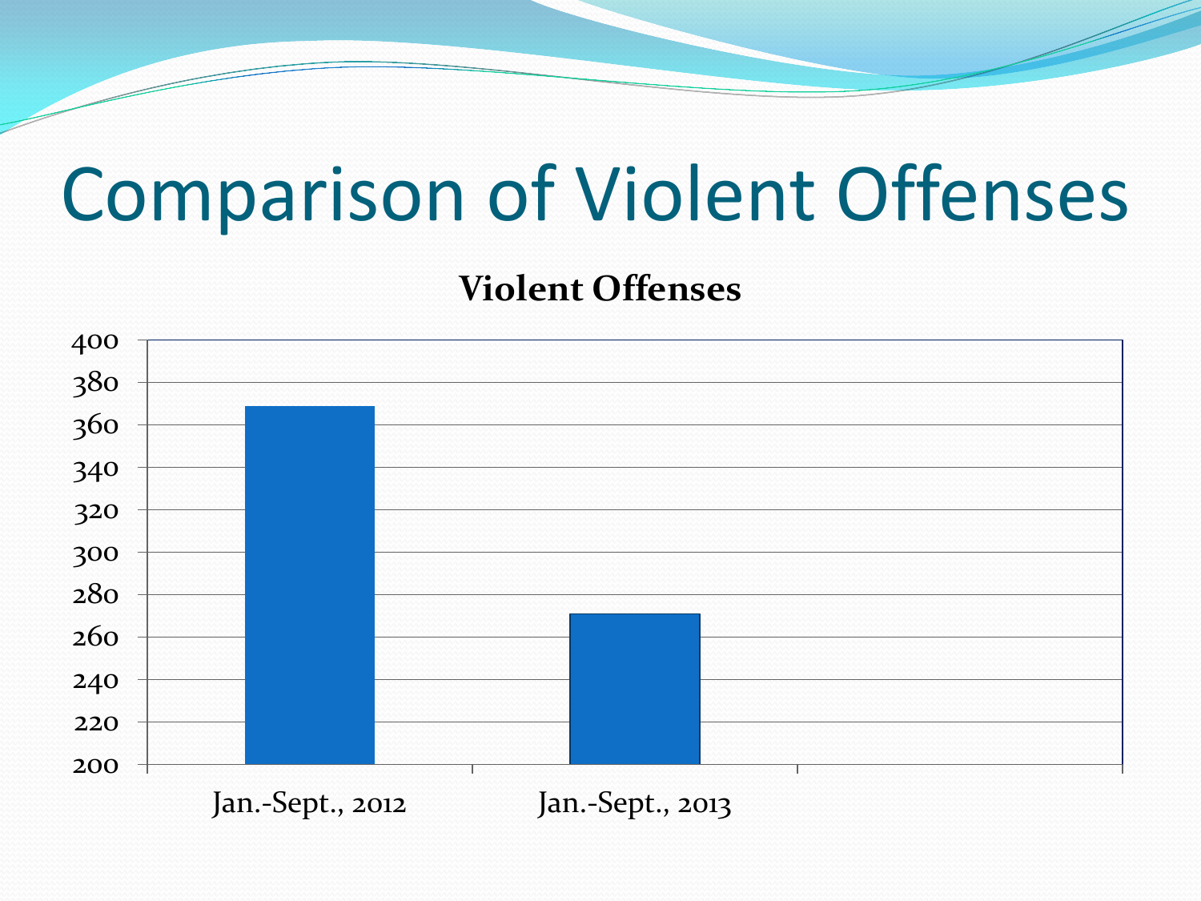# Comparison of Violent Offenses

**Violent Offenses**

400
380
360
340
320
300
280
260
240
220
200

Jan.-Sept., 2012 Jan.-Sept., 2013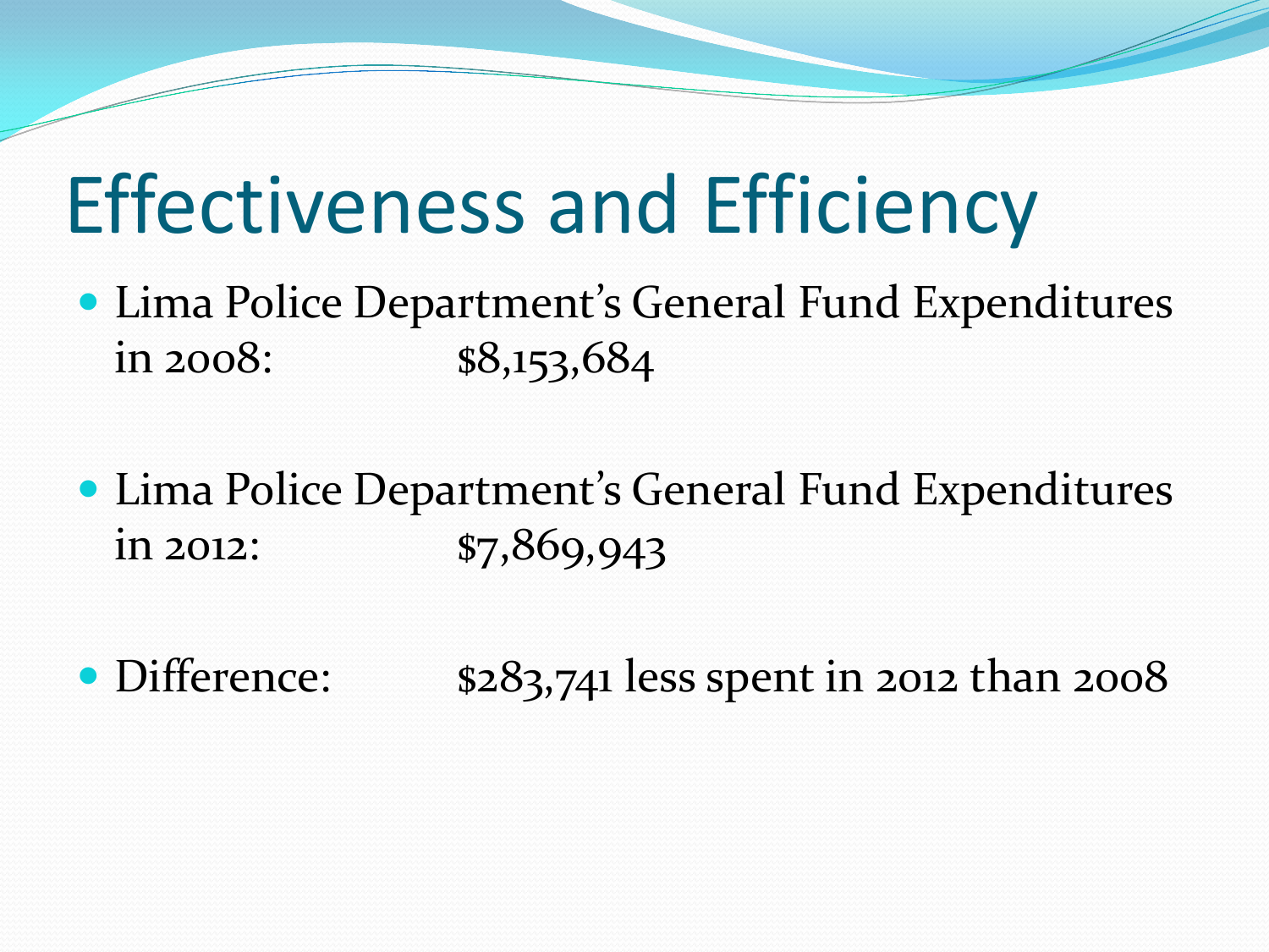# Effectiveness and Efficiency

- Lima Police Department's General Fund Expenditures in 2008: $8,153,684
- Lima Police Department's General Fund Expenditures in 2012: $7,869,943
- Difference: $283,741 less spent in 2012 than 2008